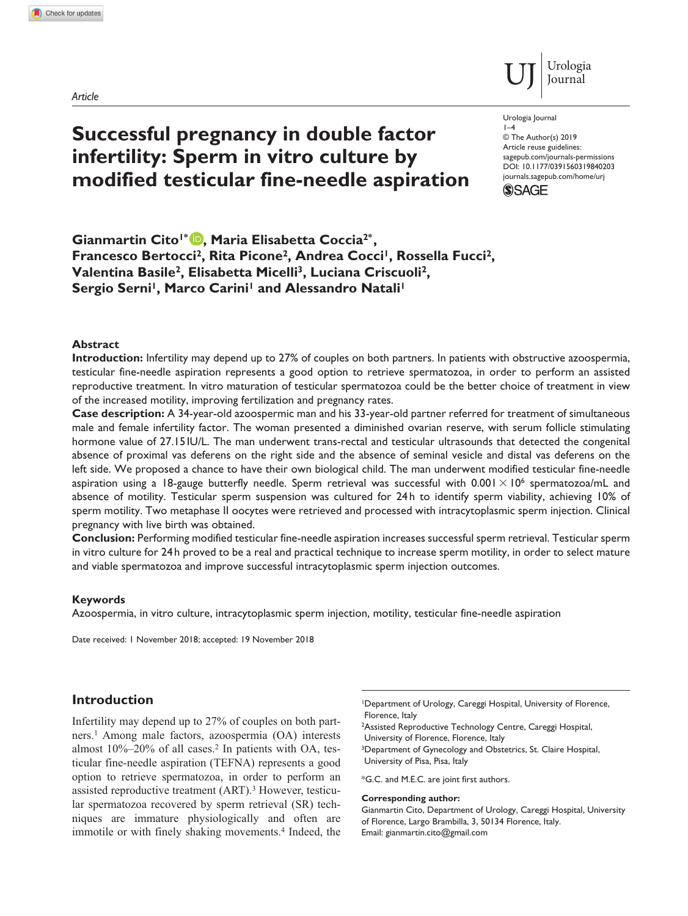*Article*

# Successful pregnancy in double factor infertility: Sperm in vitro culture by modified testicular fine-needle aspiration

Urologia Journal
1–4
© The Author(s) 2019
Article reuse guidelines:
sagepub.com/journals-permissions
DOI: 10.1177/0391560319840203
journals.sagepub.com/home/urj

**Gianmartin Cito[1*], Maria Elisabetta Coccia[2*], Francesco Bertocci[2], Rita Picone[2], Andrea Cocci[1], Rossella Fucci[2], Valentina Basile[2], Elisabetta Micelli[3], Luciana Criscuoli[2], Sergio Serni[1], Marco Carini[1] and Alessandro Natali[1]**

### Abstract

**Introduction:** Infertility may depend up to 27% of couples on both partners. In patients with obstructive azoospermia, testicular fine-needle aspiration represents a good option to retrieve spermatozoa, in order to perform an assisted reproductive treatment. In vitro maturation of testicular spermatozoa could be the better choice of treatment in view of the increased motility, improving fertilization and pregnancy rates.

**Case description:** A 34-year-old azoospermic man and his 33-year-old partner referred for treatment of simultaneous male and female infertility factor. The woman presented a diminished ovarian reserve, with serum follicle stimulating hormone value of 27.15 IU/L. The man underwent trans-rectal and testicular ultrasounds that detected the congenital absence of proximal vas deferens on the right side and the absence of seminal vesicle and distal vas deferens on the left side. We proposed a chance to have their own biological child. The man underwent modified testicular fine-needle aspiration using a 18-gauge butterfly needle. Sperm retrieval was successful with $0.001 \times 10^6$ spermatozoa/mL and absence of motility. Testicular sperm suspension was cultured for 24 h to identify sperm viability, achieving 10% of sperm motility. Two metaphase II oocytes were retrieved and processed with intracytoplasmic sperm injection. Clinical pregnancy with live birth was obtained.

**Conclusion:** Performing modified testicular fine-needle aspiration increases successful sperm retrieval. Testicular sperm in vitro culture for 24 h proved to be a real and practical technique to increase sperm motility, in order to select mature and viable spermatozoa and improve successful intracytoplasmic sperm injection outcomes.

### Keywords

Azoospermia, in vitro culture, intracytoplasmic sperm injection, motility, testicular fine-needle aspiration

Date received: 1 November 2018; accepted: 19 November 2018

## Introduction

Infertility may depend up to 27% of couples on both partners.[1] Among male factors, azoospermia (OA) interests almost 10%–20% of all cases.[2] In patients with OA, testicular fine-needle aspiration (TEFNA) represents a good option to retrieve spermatozoa, in order to perform an assisted reproductive treatment (ART).[3] However, testicular spermatozoa recovered by sperm retrieval (SR) techniques are immature physiologically and often are immotile or with finely shaking movements.[4] Indeed, the

[1]Department of Urology, Careggi Hospital, University of Florence, Florence, Italy
[2]Assisted Reproductive Technology Centre, Careggi Hospital, University of Florence, Florence, Italy
[3]Department of Gynecology and Obstetrics, St. Claire Hospital, University of Pisa, Pisa, Italy

*G.C. and M.E.C. are joint first authors.

**Corresponding author:**
Gianmartin Cito, Department of Urology, Careggi Hospital, University of Florence, Largo Brambilla, 3, 50134 Florence, Italy.
Email: gianmartin.cito@gmail.com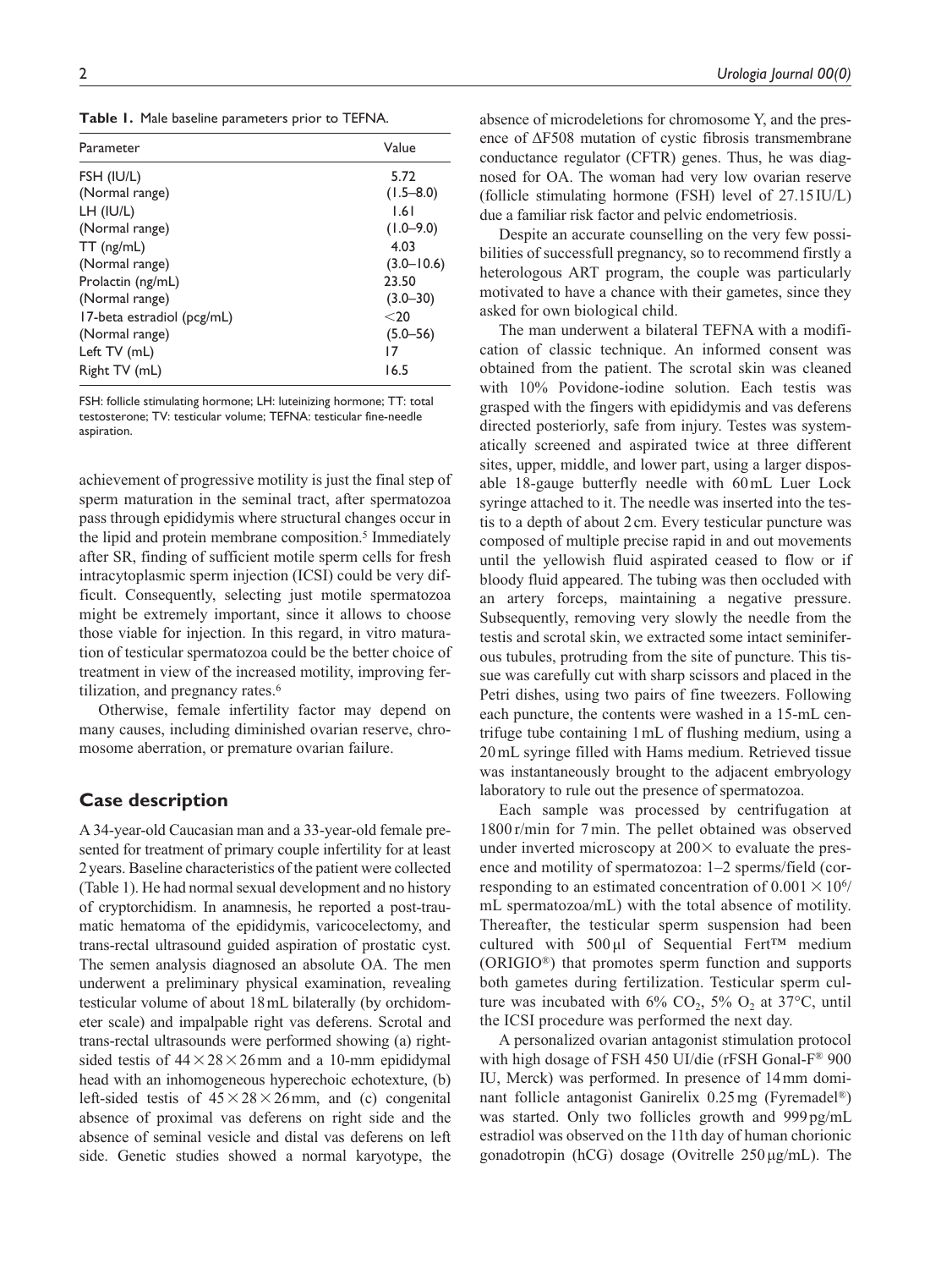**Table 1.** Male baseline parameters prior to TEFNA.

| Parameter | Value |
|---|---|
| FSH (IU/L) | 5.72 |
| (Normal range) | (1.5–8.0) |
| LH (IU/L) | 1.61 |
| (Normal range) | (1.0–9.0) |
| TT (ng/mL) | 4.03 |
| (Normal range) | (3.0–10.6) |
| Prolactin (ng/mL) | 23.50 |
| (Normal range) | (3.0–30) |
| 17-beta estradiol (pcg/mL) | <20 |
| (Normal range) | (5.0–56) |
| Left TV (mL) | 17 |
| Right TV (mL) | 16.5 |

FSH: follicle stimulating hormone; LH: luteinizing hormone; TT: total testosterone; TV: testicular volume; TEFNA: testicular fine-needle aspiration.

achievement of progressive motility is just the final step of sperm maturation in the seminal tract, after spermatozoa pass through epididymis where structural changes occur in the lipid and protein membrane composition.[5] Immediately after SR, finding of sufficient motile sperm cells for fresh intracytoplasmic sperm injection (ICSI) could be very difficult. Consequently, selecting just motile spermatozoa might be extremely important, since it allows to choose those viable for injection. In this regard, in vitro maturation of testicular spermatozoa could be the better choice of treatment in view of the increased motility, improving fertilization, and pregnancy rates.[6]

Otherwise, female infertility factor may depend on many causes, including diminished ovarian reserve, chromosome aberration, or premature ovarian failure.

## Case description

A 34-year-old Caucasian man and a 33-year-old female presented for treatment of primary couple infertility for at least 2 years. Baseline characteristics of the patient were collected (Table 1). He had normal sexual development and no history of cryptorchidism. In anamnesis, he reported a post-traumatic hematoma of the epididymis, varicocelectomy, and trans-rectal ultrasound guided aspiration of prostatic cyst. The semen analysis diagnosed an absolute OA. The men underwent a preliminary physical examination, revealing testicular volume of about 18 mL bilaterally (by orchidometer scale) and impalpable right vas deferens. Scrotal and trans-rectal ultrasounds were performed showing (a) right-sided testis of $44 \times 28 \times 26$ mm and a 10-mm epididymal head with an inhomogeneous hyperechoic echotexture, (b) left-sided testis of $45 \times 28 \times 26$ mm, and (c) congenital absence of proximal vas deferens on right side and the absence of seminal vesicle and distal vas deferens on left side. Genetic studies showed a normal karyotype, the absence of microdeletions for chromosome Y, and the presence of ΔF508 mutation of cystic fibrosis transmembrane conductance regulator (CFTR) genes. Thus, he was diagnosed for OA. The woman had very low ovarian reserve (follicle stimulating hormone (FSH) level of 27.15 IU/L) due a familiar risk factor and pelvic endometriosis.

Despite an accurate counselling on the very few possibilities of successfull pregnancy, so to recommend firstly a heterologous ART program, the couple was particularly motivated to have a chance with their gametes, since they asked for own biological child.

The man underwent a bilateral TEFNA with a modification of classic technique. An informed consent was obtained from the patient. The scrotal skin was cleaned with 10% Povidone-iodine solution. Each testis was grasped with the fingers with epididymis and vas deferens directed posteriorly, safe from injury. Testes was systematically screened and aspirated twice at three different sites, upper, middle, and lower part, using a larger disposable 18-gauge butterfly needle with 60 mL Luer Lock syringe attached to it. The needle was inserted into the testis to a depth of about 2 cm. Every testicular puncture was composed of multiple precise rapid in and out movements until the yellowish fluid aspirated ceased to flow or if bloody fluid appeared. The tubing was then occluded with an artery forceps, maintaining a negative pressure. Subsequently, removing very slowly the needle from the testis and scrotal skin, we extracted some intact seminiferous tubules, protruding from the site of puncture. This tissue was carefully cut with sharp scissors and placed in the Petri dishes, using two pairs of fine tweezers. Following each puncture, the contents were washed in a 15-mL centrifuge tube containing 1 mL of flushing medium, using a 20 mL syringe filled with Hams medium. Retrieved tissue was instantaneously brought to the adjacent embryology laboratory to rule out the presence of spermatozoa.

Each sample was processed by centrifugation at 1800 r/min for 7 min. The pellet obtained was observed under inverted microscopy at 200× to evaluate the presence and motility of spermatozoa: 1–2 sperms/field (corresponding to an estimated concentration of $0.001 \times 10^6$/mL spermatozoa/mL) with the total absence of motility. Thereafter, the testicular sperm suspension had been cultured with 500 µl of Sequential Fert™ medium (ORIGIO®) that promotes sperm function and supports both gametes during fertilization. Testicular sperm culture was incubated with 6% $CO_2$, 5% $O_2$ at 37°C, until the ICSI procedure was performed the next day.

A personalized ovarian antagonist stimulation protocol with high dosage of FSH 450 UI/die (rFSH Gonal-F® 900 IU, Merck) was performed. In presence of 14 mm dominant follicle antagonist Ganirelix 0.25 mg (Fyremadel®) was started. Only two follicles growth and 999 pg/mL estradiol was observed on the 11th day of human chorionic gonadotropin (hCG) dosage (Ovitrelle 250 µg/mL). The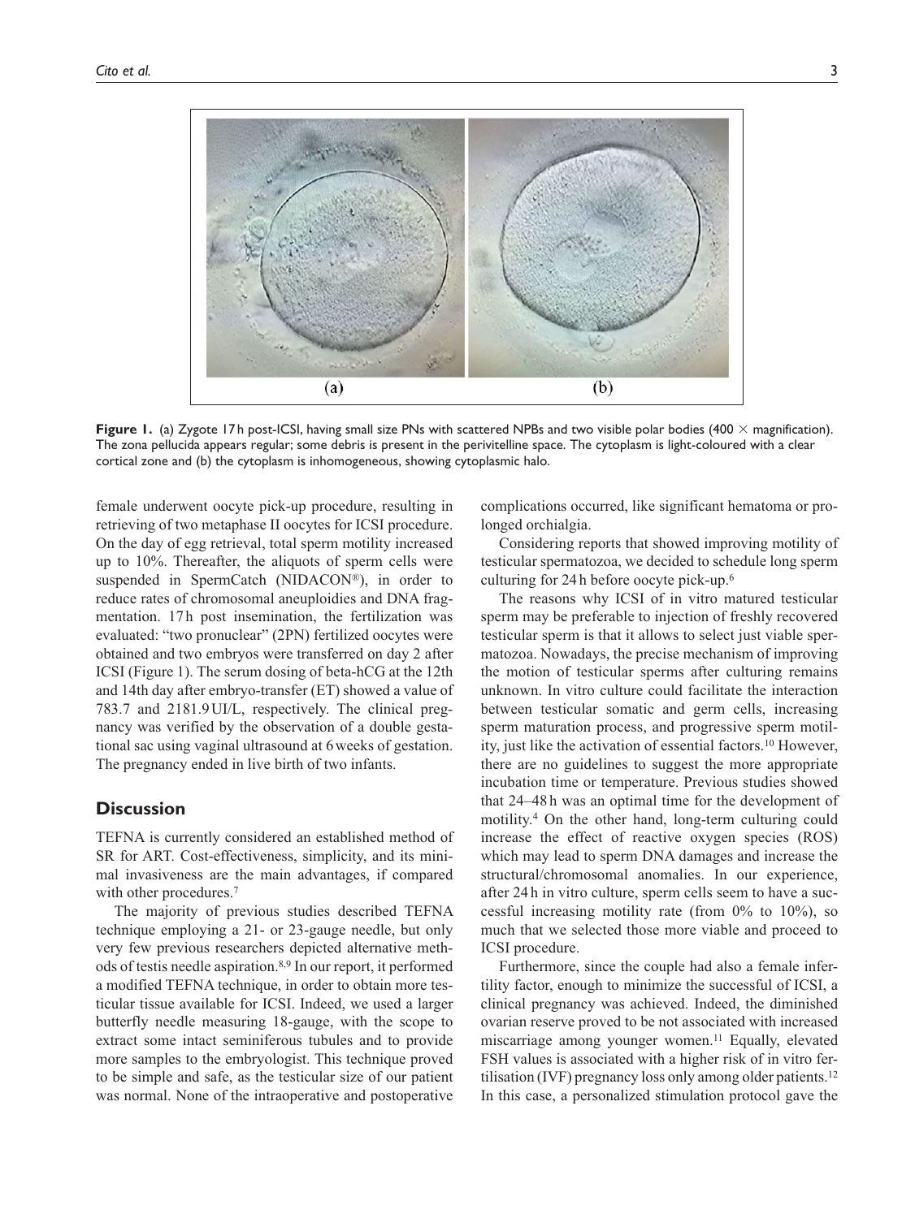Figure 1. (a) Zygote 17 h post-ICSI, having small size PNs with scattered NPBs and two visible polar bodies (400 × magnification). The zona pellucida appears regular; some debris is present in the perivitelline space. The cytoplasm is light-coloured with a clear cortical zone and (b) the cytoplasm is inhomogeneous, showing cytoplasmic halo.

female underwent oocyte pick-up procedure, resulting in retrieving of two metaphase II oocytes for ICSI procedure. On the day of egg retrieval, total sperm motility increased up to 10%. Thereafter, the aliquots of sperm cells were suspended in SpermCatch (NIDACON®), in order to reduce rates of chromosomal aneuploidies and DNA fragmentation. 17 h post insemination, the fertilization was evaluated: "two pronuclear" (2PN) fertilized oocytes were obtained and two embryos were transferred on day 2 after ICSI (Figure 1). The serum dosing of beta-hCG at the 12th and 14th day after embryo-transfer (ET) showed a value of 783.7 and 2181.9 UI/L, respectively. The clinical pregnancy was verified by the observation of a double gestational sac using vaginal ultrasound at 6 weeks of gestation. The pregnancy ended in live birth of two infants.

## Discussion

TEFNA is currently considered an established method of SR for ART. Cost-effectiveness, simplicity, and its minimal invasiveness are the main advantages, if compared with other procedures.[7]

The majority of previous studies described TEFNA technique employing a 21- or 23-gauge needle, but only very few previous researchers depicted alternative methods of testis needle aspiration.[8,9] In our report, it performed a modified TEFNA technique, in order to obtain more testicular tissue available for ICSI. Indeed, we used a larger butterfly needle measuring 18-gauge, with the scope to extract some intact seminiferous tubules and to provide more samples to the embryologist. This technique proved to be simple and safe, as the testicular size of our patient was normal. None of the intraoperative and postoperative complications occurred, like significant hematoma or prolonged orchialgia.

Considering reports that showed improving motility of testicular spermatozoa, we decided to schedule long sperm culturing for 24 h before oocyte pick-up.[6]

The reasons why ICSI of in vitro matured testicular sperm may be preferable to injection of freshly recovered testicular sperm is that it allows to select just viable spermatozoa. Nowadays, the precise mechanism of improving the motion of testicular sperms after culturing remains unknown. In vitro culture could facilitate the interaction between testicular somatic and germ cells, increasing sperm maturation process, and progressive sperm motility, just like the activation of essential factors.[10] However, there are no guidelines to suggest the more appropriate incubation time or temperature. Previous studies showed that 24–48 h was an optimal time for the development of motility.[4] On the other hand, long-term culturing could increase the effect of reactive oxygen species (ROS) which may lead to sperm DNA damages and increase the structural/chromosomal anomalies. In our experience, after 24 h in vitro culture, sperm cells seem to have a successful increasing motility rate (from 0% to 10%), so much that we selected those more viable and proceed to ICSI procedure.

Furthermore, since the couple had also a female infertility factor, enough to minimize the successful of ICSI, a clinical pregnancy was achieved. Indeed, the diminished ovarian reserve proved to be not associated with increased miscarriage among younger women.[11] Equally, elevated FSH values is associated with a higher risk of in vitro fertilisation (IVF) pregnancy loss only among older patients.[12] In this case, a personalized stimulation protocol gave the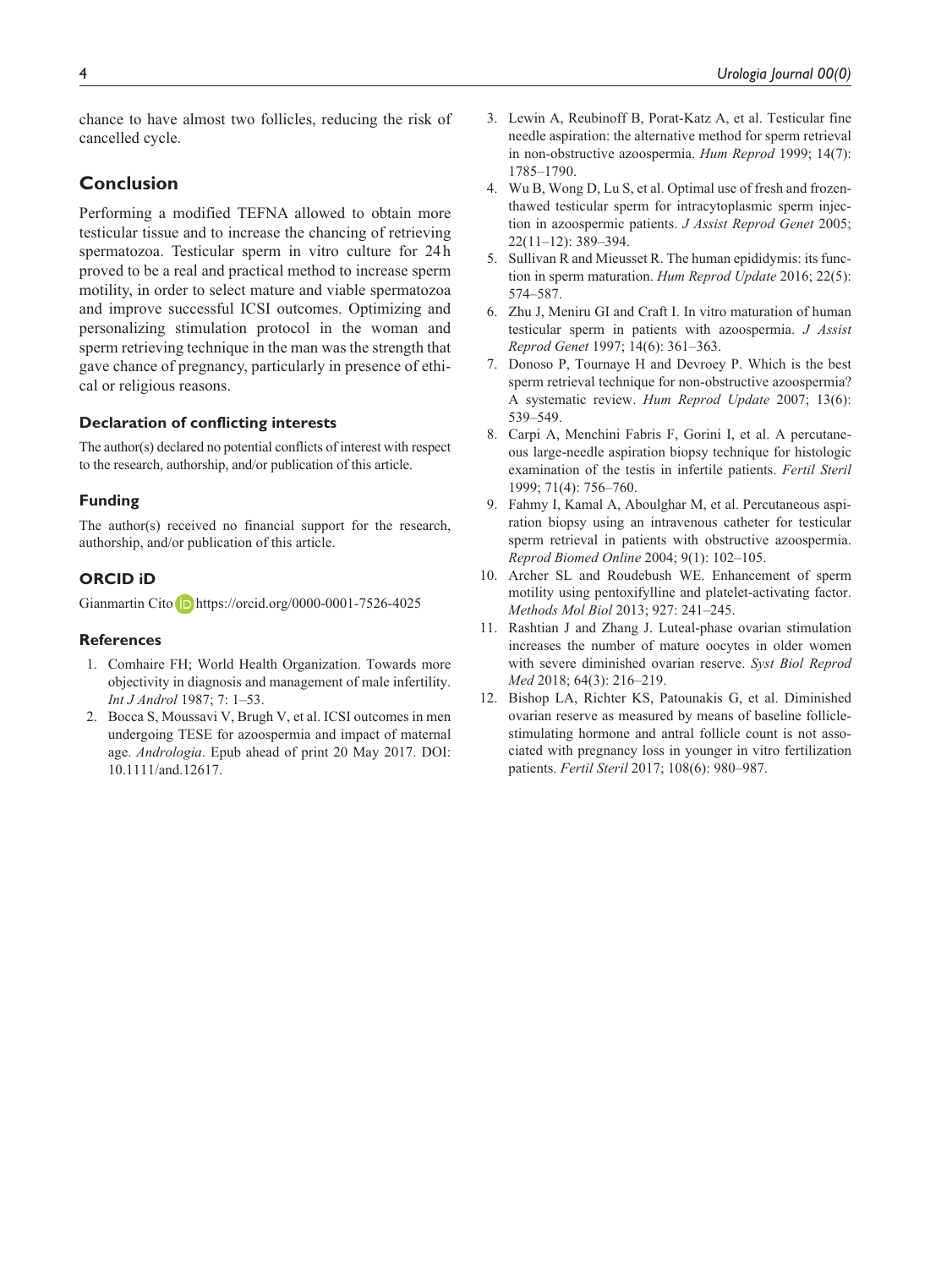chance to have almost two follicles, reducing the risk of cancelled cycle.

## Conclusion

Performing a modified TEFNA allowed to obtain more testicular tissue and to increase the chancing of retrieving spermatozoa. Testicular sperm in vitro culture for 24 h proved to be a real and practical method to increase sperm motility, in order to select mature and viable spermatozoa and improve successful ICSI outcomes. Optimizing and personalizing stimulation protocol in the woman and sperm retrieving technique in the man was the strength that gave chance of pregnancy, particularly in presence of ethical or religious reasons.

### Declaration of conflicting interests

The author(s) declared no potential conflicts of interest with respect to the research, authorship, and/or publication of this article.

### Funding

The author(s) received no financial support for the research, authorship, and/or publication of this article.

### ORCID iD

Gianmartin Cito https://orcid.org/0000-0001-7526-4025

### References

1. Comhaire FH; World Health Organization. Towards more objectivity in diagnosis and management of male infertility. *Int J Androl* 1987; 7: 1–53.
2. Bocca S, Moussavi V, Brugh V, et al. ICSI outcomes in men undergoing TESE for azoospermia and impact of maternal age. *Andrologia*. Epub ahead of print 20 May 2017. DOI: 10.1111/and.12617.
3. Lewin A, Reubinoff B, Porat-Katz A, et al. Testicular fine needle aspiration: the alternative method for sperm retrieval in non-obstructive azoospermia. *Hum Reprod* 1999; 14(7): 1785–1790.
4. Wu B, Wong D, Lu S, et al. Optimal use of fresh and frozen-thawed testicular sperm for intracytoplasmic sperm injection in azoospermic patients. *J Assist Reprod Genet* 2005; 22(11–12): 389–394.
5. Sullivan R and Mieusset R. The human epididymis: its function in sperm maturation. *Hum Reprod Update* 2016; 22(5): 574–587.
6. Zhu J, Meniru GI and Craft I. In vitro maturation of human testicular sperm in patients with azoospermia. *J Assist Reprod Genet* 1997; 14(6): 361–363.
7. Donoso P, Tournaye H and Devroey P. Which is the best sperm retrieval technique for non-obstructive azoospermia? A systematic review. *Hum Reprod Update* 2007; 13(6): 539–549.
8. Carpi A, Menchini Fabris F, Gorini I, et al. A percutaneous large-needle aspiration biopsy technique for histologic examination of the testis in infertile patients. *Fertil Steril* 1999; 71(4): 756–760.
9. Fahmy I, Kamal A, Aboulghar M, et al. Percutaneous aspiration biopsy using an intravenous catheter for testicular sperm retrieval in patients with obstructive azoospermia. *Reprod Biomed Online* 2004; 9(1): 102–105.
10. Archer SL and Roudebush WE. Enhancement of sperm motility using pentoxifylline and platelet-activating factor. *Methods Mol Biol* 2013; 927: 241–245.
11. Rashtian J and Zhang J. Luteal-phase ovarian stimulation increases the number of mature oocytes in older women with severe diminished ovarian reserve. *Syst Biol Reprod Med* 2018; 64(3): 216–219.
12. Bishop LA, Richter KS, Patounakis G, et al. Diminished ovarian reserve as measured by means of baseline follicle-stimulating hormone and antral follicle count is not associated with pregnancy loss in younger in vitro fertilization patients. *Fertil Steril* 2017; 108(6): 980–987.